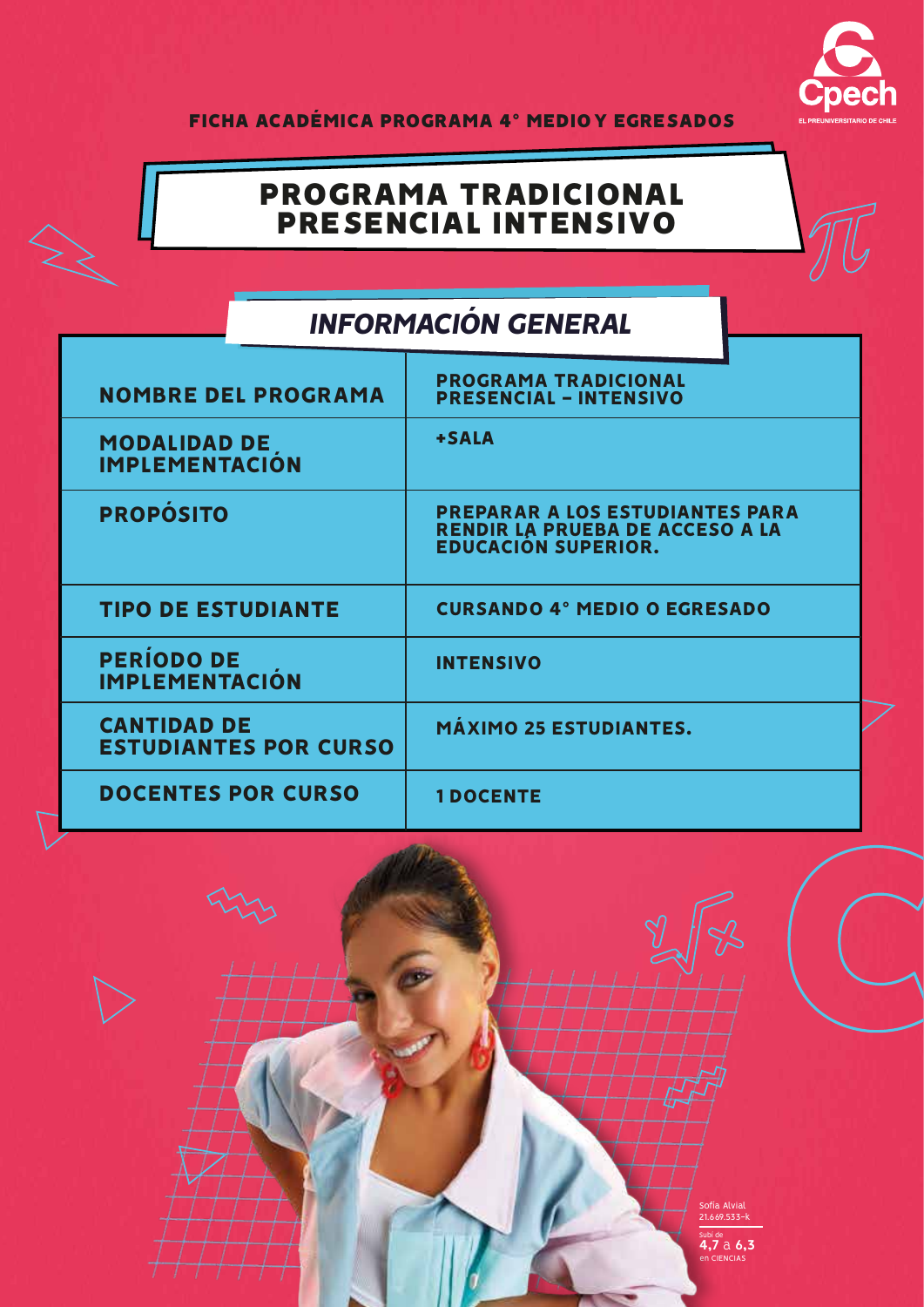FICHA ACADÉMICA PROGRAMA 4° MEDIO Y EGRESADOS

# PROGRAMA TRADICIONAL PRESENCIAL INTENSIVO

## *INFORMACIÓN GENERAL*

| | |
|---|---|
| **NOMBRE DEL PROGRAMA** | **PROGRAMA TRADICIONAL PRESENCIAL – INTENSIVO** |
| **MODALIDAD DE IMPLEMENTACIÓN** | **+SALA** |
| **PROPÓSITO** | **PREPARAR A LOS ESTUDIANTES PARA RENDIR LA PRUEBA DE ACCESO A LA EDUCACIÓN SUPERIOR.** |
| **TIPO DE ESTUDIANTE** | **CURSANDO 4° MEDIO O EGRESADO** |
| **PERÍODO DE IMPLEMENTACIÓN** | **INTENSIVO** |
| **CANTIDAD DE ESTUDIANTES POR CURSO** | **MÁXIMO 25 ESTUDIANTES.** |
| **DOCENTES POR CURSO** | **1 DOCENTE** |

Sofía Alvial
21.669.533-k
Subí de
**4,7** a **6,3**
en CIENCIAS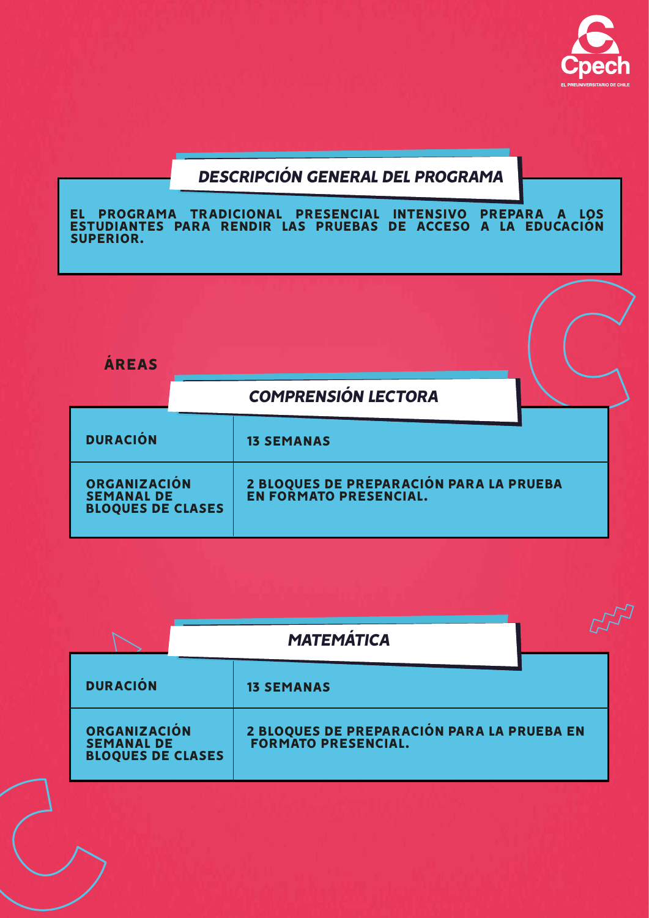## *DESCRIPCIÓN GENERAL DEL PROGRAMA*

**EL PROGRAMA TRADICIONAL PRESENCIAL INTENSIVO PREPARA A LOS ESTUDIANTES PARA RENDIR LAS PRUEBAS DE ACCESO A LA EDUCACIÓN SUPERIOR.**

## ÁREAS

### *COMPRENSIÓN LECTORA*

| | |
|---|---|
| **DURACIÓN** | **13 SEMANAS** |
| **ORGANIZACIÓN SEMANAL DE BLOQUES DE CLASES** | **2 BLOQUES DE PREPARACIÓN PARA LA PRUEBA EN FORMATO PRESENCIAL.** |

### *MATEMÁTICA*

| | |
|---|---|
| **DURACIÓN** | **13 SEMANAS** |
| **ORGANIZACIÓN SEMANAL DE BLOQUES DE CLASES** | **2 BLOQUES DE PREPARACIÓN PARA LA PRUEBA EN FORMATO PRESENCIAL.** |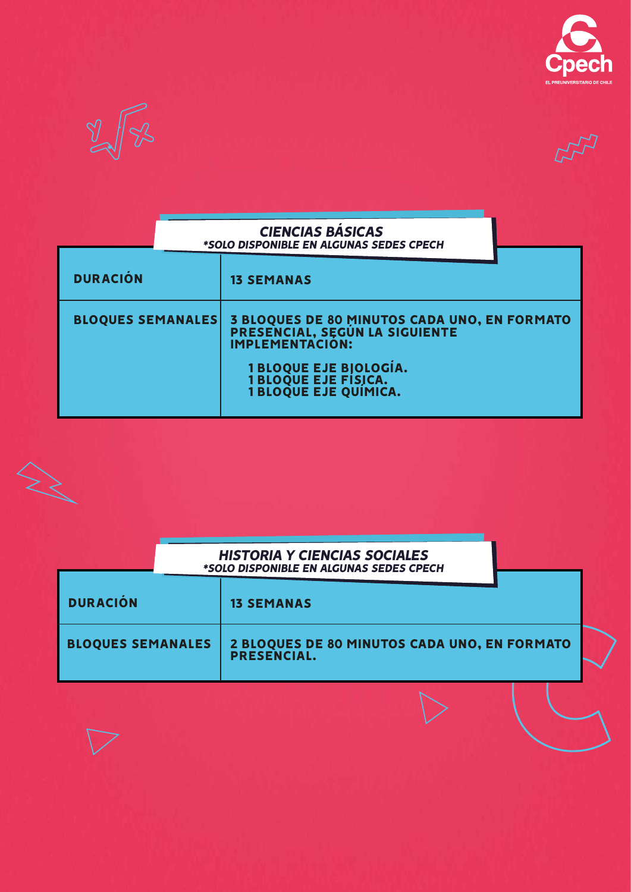## *CIENCIAS BÁSICAS*

***SOLO DISPONIBLE EN ALGUNAS SEDES CPECH**

| | |
|---|---|
| **DURACIÓN** | **13 SEMANAS** |
| **BLOQUES SEMANALES** | **3 BLOQUES DE 80 MINUTOS CADA UNO, EN FORMATO PRESENCIAL, SEGÚN LA SIGUIENTE IMPLEMENTACIÓN:**<br><br>**1 BLOQUE EJE BIOLOGÍA.**<br>**1 BLOQUE EJE FÍSICA.**<br>**1 BLOQUE EJE QUÍMICA.** |

## *HISTORIA Y CIENCIAS SOCIALES*

***SOLO DISPONIBLE EN ALGUNAS SEDES CPECH**

| | |
|---|---|
| **DURACIÓN** | **13 SEMANAS** |
| **BLOQUES SEMANALES** | **2 BLOQUES DE 80 MINUTOS CADA UNO, EN FORMATO PRESENCIAL.** |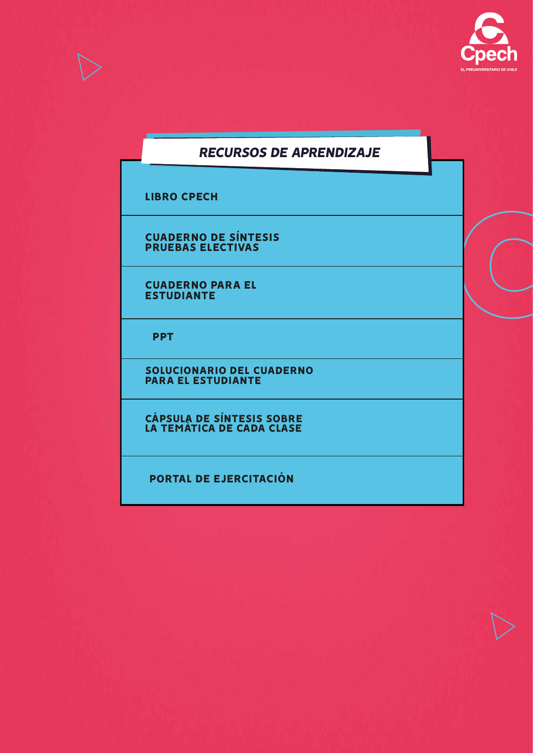## RECURSOS DE APRENDIZAJE

- **LIBRO CPECH**
- **CUADERNO DE SÍNTESIS PRUEBAS ELECTIVAS**
- **CUADERNO PARA EL ESTUDIANTE**
- **PPT**
- **SOLUCIONARIO DEL CUADERNO PARA EL ESTUDIANTE**
- **CÁPSULA DE SÍNTESIS SOBRE LA TEMÁTICA DE CADA CLASE**
- **PORTAL DE EJERCITACIÓN**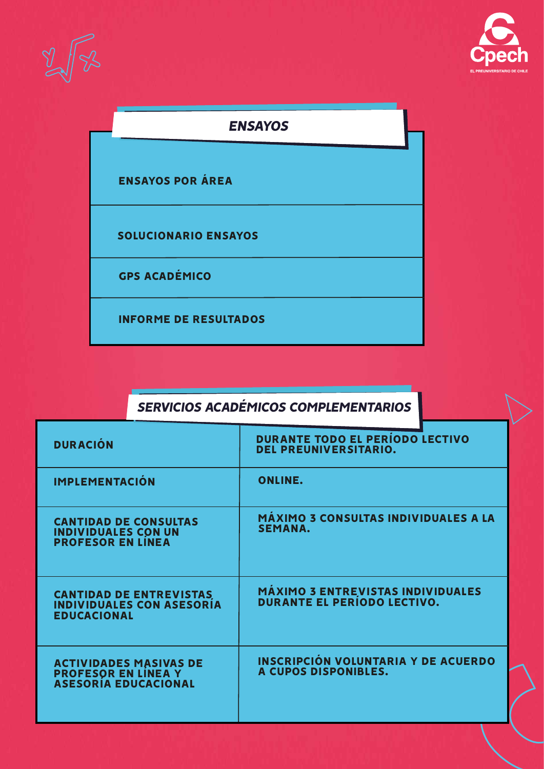## *ENSAYOS*

| |
|---|
| ENSAYOS POR ÁREA |
| SOLUCIONARIO ENSAYOS |
| GPS ACADÉMICO |
| INFORME DE RESULTADOS |

## *SERVICIOS ACADÉMICOS COMPLEMENTARIOS*

| | |
|---|---|
| DURACIÓN | DURANTE TODO EL PERÍODO LECTIVO DEL PREUNIVERSITARIO. |
| IMPLEMENTACIÓN | ONLINE. |
| CANTIDAD DE CONSULTAS INDIVIDUALES CON UN PROFESOR EN LÍNEA | MÁXIMO 3 CONSULTAS INDIVIDUALES A LA SEMANA. |
| CANTIDAD DE ENTREVISTAS INDIVIDUALES CON ASESORÍA EDUCACIONAL | MÁXIMO 3 ENTREVISTAS INDIVIDUALES DURANTE EL PERÍODO LECTIVO. |
| ACTIVIDADES MASIVAS DE PROFESOR EN LÍNEA Y ASESORÍA EDUCACIONAL | INSCRIPCIÓN VOLUNTARIA Y DE ACUERDO A CUPOS DISPONIBLES. |